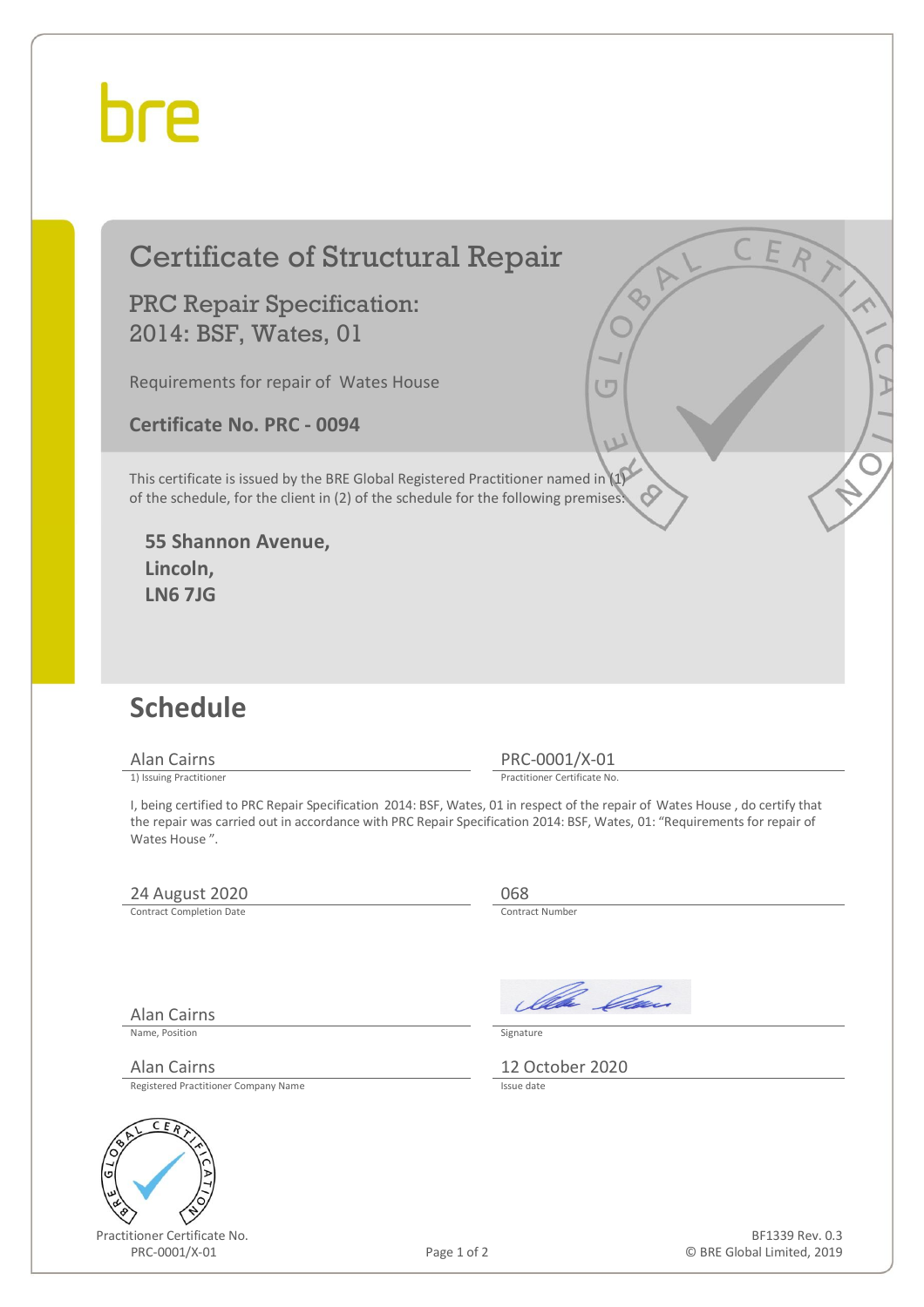bre

# Certificate of Structural Repair

## PRC Repair Specification: 2014: BSF, Wates, 01

Requirements for repair of Wates House

**Certificate No. PRC - 0094**

This certificate is issued by the BRE Global Registered Practitioner named in (1) of the schedule, for the client in (2) of the schedule, for the following premises:

**55 Shannon Avenue,**
**Lincoln,**
**LN6 7JG**

## Schedule

| | |
|---|---|
| Alan Cairns | PRC-0001/X-01 |
| 1) Issuing Practitioner | Practitioner Certificate No. |

I, being certified to PRC Repair Specification 2014: BSF, Wates, 01 in respect of the repair of Wates House , do certify that the repair was carried out in accordance with PRC Repair Specification 2014: BSF, Wates, 01: "Requirements for repair of Wates House ".

| | |
|---|---|
| 24 August 2020 | 068 |
| Contract Completion Date | Contract Number |
| Alan Cairns | |
| Name, Position | Signature |
| Alan Cairns | 12 October 2020 |
| Registered Practitioner Company Name | Issue date |

Practitioner Certificate No.
PRC-0001/X-01

BF1339 Rev. 0.3
© BRE Global Limited, 2019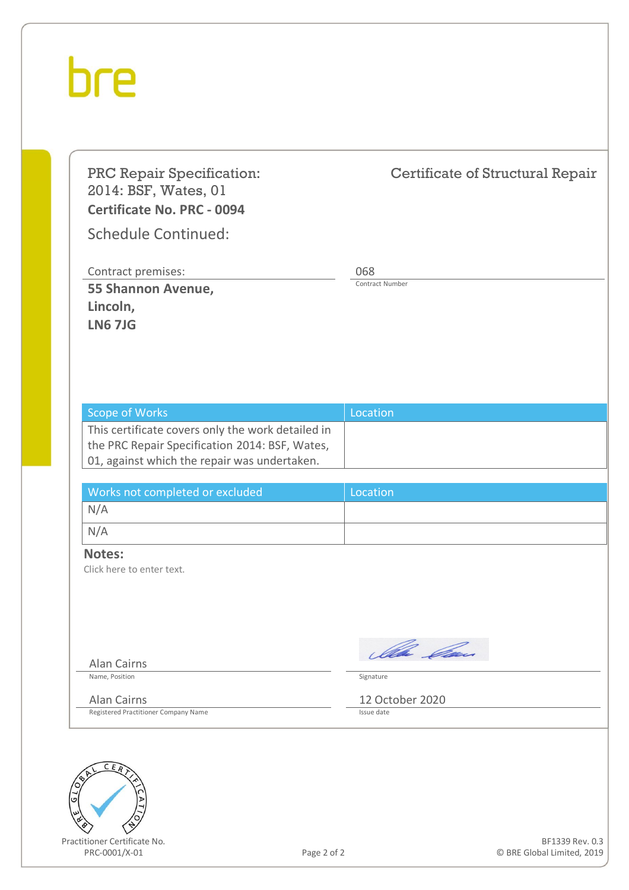bre

PRC Repair Specification:
2014: BSF, Wates, 01
**Certificate No. PRC - 0094**

Certificate of Structural Repair

Schedule Continued:

Contract premises:
**55 Shannon Avenue,**
**Lincoln,**
**LN6 7JG**

068
Contract Number

| Scope of Works | Location |
|---|---|
| This certificate covers only the work detailed in the PRC Repair Specification 2014: BSF, Wates, 01, against which the repair was undertaken. | |

| Works not completed or excluded | Location |
|---|---|
| N/A | |
| N/A | |

**Notes:**
Click here to enter text.

Alan Cairns
Name, Position

Signature

Alan Cairns
Registered Practitioner Company Name

12 October 2020
Issue date

Practitioner Certificate No.
PRC-0001/X-01

BF1339 Rev. 0.3
© BRE Global Limited, 2019